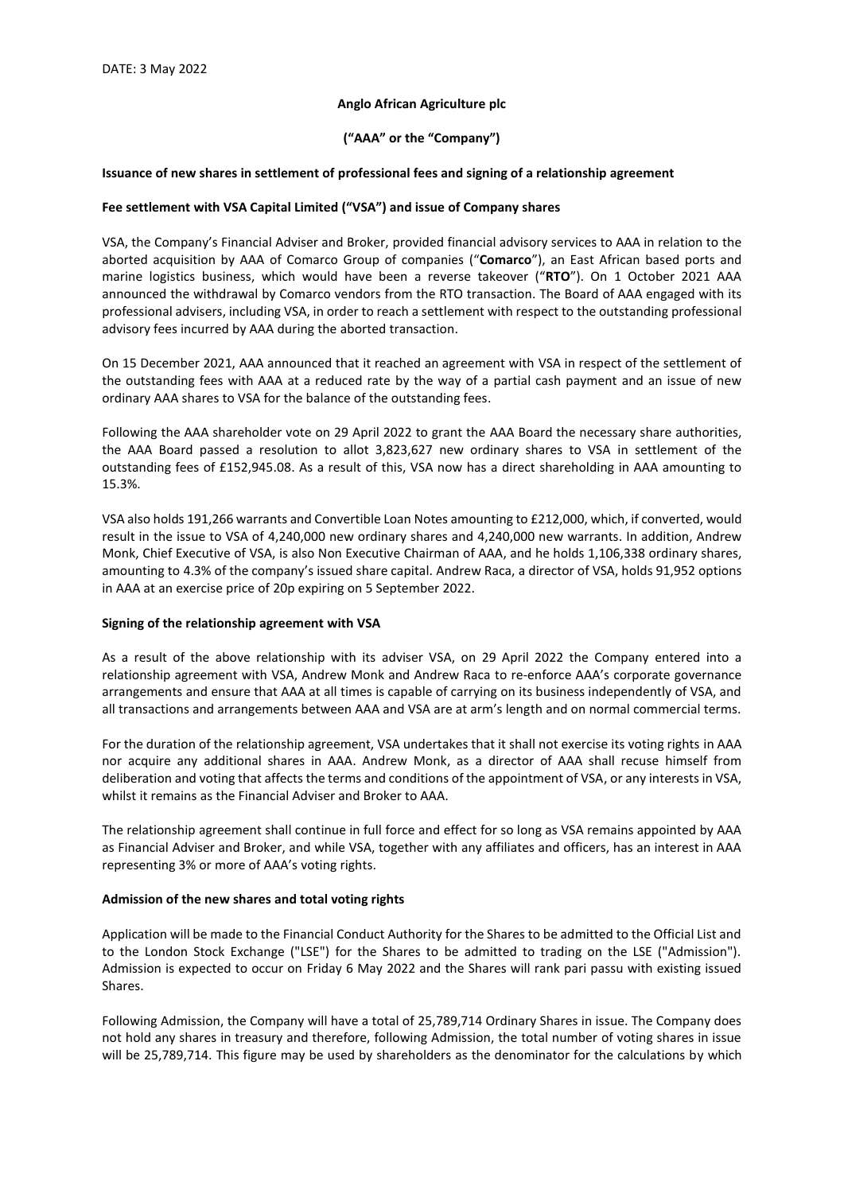DATE: 3 May 2022

**Anglo African Agriculture plc**

**("AAA" or the "Company")**

**Issuance of new shares in settlement of professional fees and signing of a relationship agreement**

**Fee settlement with VSA Capital Limited ("VSA") and issue of Company shares**

VSA, the Company's Financial Adviser and Broker, provided financial advisory services to AAA in relation to the aborted acquisition by AAA of Comarco Group of companies ("**Comarco**"), an East African based ports and marine logistics business, which would have been a reverse takeover ("**RTO**"). On 1 October 2021 AAA announced the withdrawal by Comarco vendors from the RTO transaction. The Board of AAA engaged with its professional advisers, including VSA, in order to reach a settlement with respect to the outstanding professional advisory fees incurred by AAA during the aborted transaction.

On 15 December 2021, AAA announced that it reached an agreement with VSA in respect of the settlement of the outstanding fees with AAA at a reduced rate by the way of a partial cash payment and an issue of new ordinary AAA shares to VSA for the balance of the outstanding fees.

Following the AAA shareholder vote on 29 April 2022 to grant the AAA Board the necessary share authorities, the AAA Board passed a resolution to allot 3,823,627 new ordinary shares to VSA in settlement of the outstanding fees of £152,945.08. As a result of this, VSA now has a direct shareholding in AAA amounting to 15.3%.

VSA also holds 191,266 warrants and Convertible Loan Notes amounting to £212,000, which, if converted, would result in the issue to VSA of 4,240,000 new ordinary shares and 4,240,000 new warrants. In addition, Andrew Monk, Chief Executive of VSA, is also Non Executive Chairman of AAA, and he holds 1,106,338 ordinary shares, amounting to 4.3% of the company's issued share capital. Andrew Raca, a director of VSA, holds 91,952 options in AAA at an exercise price of 20p expiring on 5 September 2022.

**Signing of the relationship agreement with VSA**

As a result of the above relationship with its adviser VSA, on 29 April 2022 the Company entered into a relationship agreement with VSA, Andrew Monk and Andrew Raca to re-enforce AAA's corporate governance arrangements and ensure that AAA at all times is capable of carrying on its business independently of VSA, and all transactions and arrangements between AAA and VSA are at arm's length and on normal commercial terms.

For the duration of the relationship agreement, VSA undertakes that it shall not exercise its voting rights in AAA nor acquire any additional shares in AAA. Andrew Monk, as a director of AAA shall recuse himself from deliberation and voting that affects the terms and conditions of the appointment of VSA, or any interests in VSA, whilst it remains as the Financial Adviser and Broker to AAA.

The relationship agreement shall continue in full force and effect for so long as VSA remains appointed by AAA as Financial Adviser and Broker, and while VSA, together with any affiliates and officers, has an interest in AAA representing 3% or more of AAA's voting rights.

**Admission of the new shares and total voting rights**

Application will be made to the Financial Conduct Authority for the Shares to be admitted to the Official List and to the London Stock Exchange ("LSE") for the Shares to be admitted to trading on the LSE ("Admission"). Admission is expected to occur on Friday 6 May 2022 and the Shares will rank pari passu with existing issued Shares.

Following Admission, the Company will have a total of 25,789,714 Ordinary Shares in issue. The Company does not hold any shares in treasury and therefore, following Admission, the total number of voting shares in issue will be 25,789,714. This figure may be used by shareholders as the denominator for the calculations by which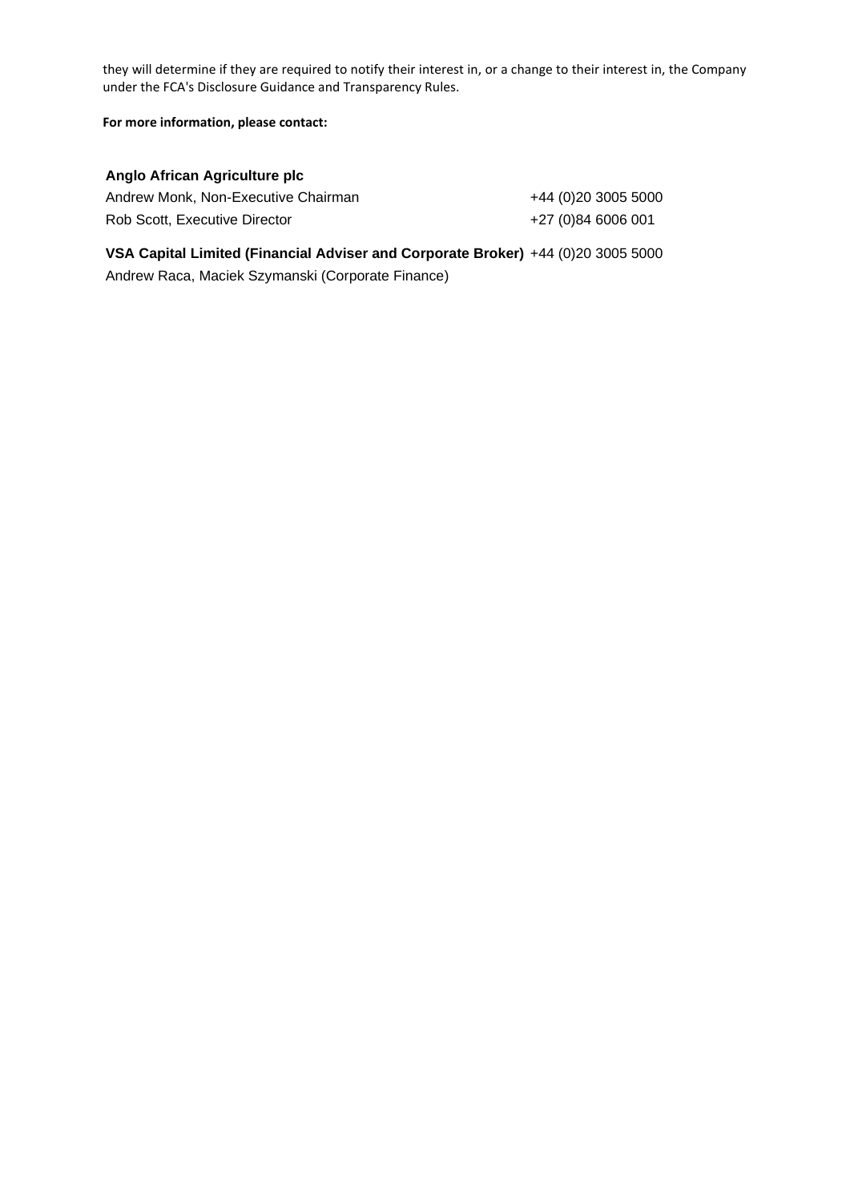they will determine if they are required to notify their interest in, or a change to their interest in, the Company under the FCA's Disclosure Guidance and Transparency Rules.

**For more information, please contact:**

| | |
|---|---|
| **Anglo African Agriculture plc** | |
| Andrew Monk, Non-Executive Chairman | +44 (0)20 3005 5000 |
| Rob Scott, Executive Director | +27 (0)84 6006 001 |
| **VSA Capital Limited (Financial Adviser and Corporate Broker)** | +44 (0)20 3005 5000 |
| Andrew Raca, Maciek Szymanski (Corporate Finance) | |